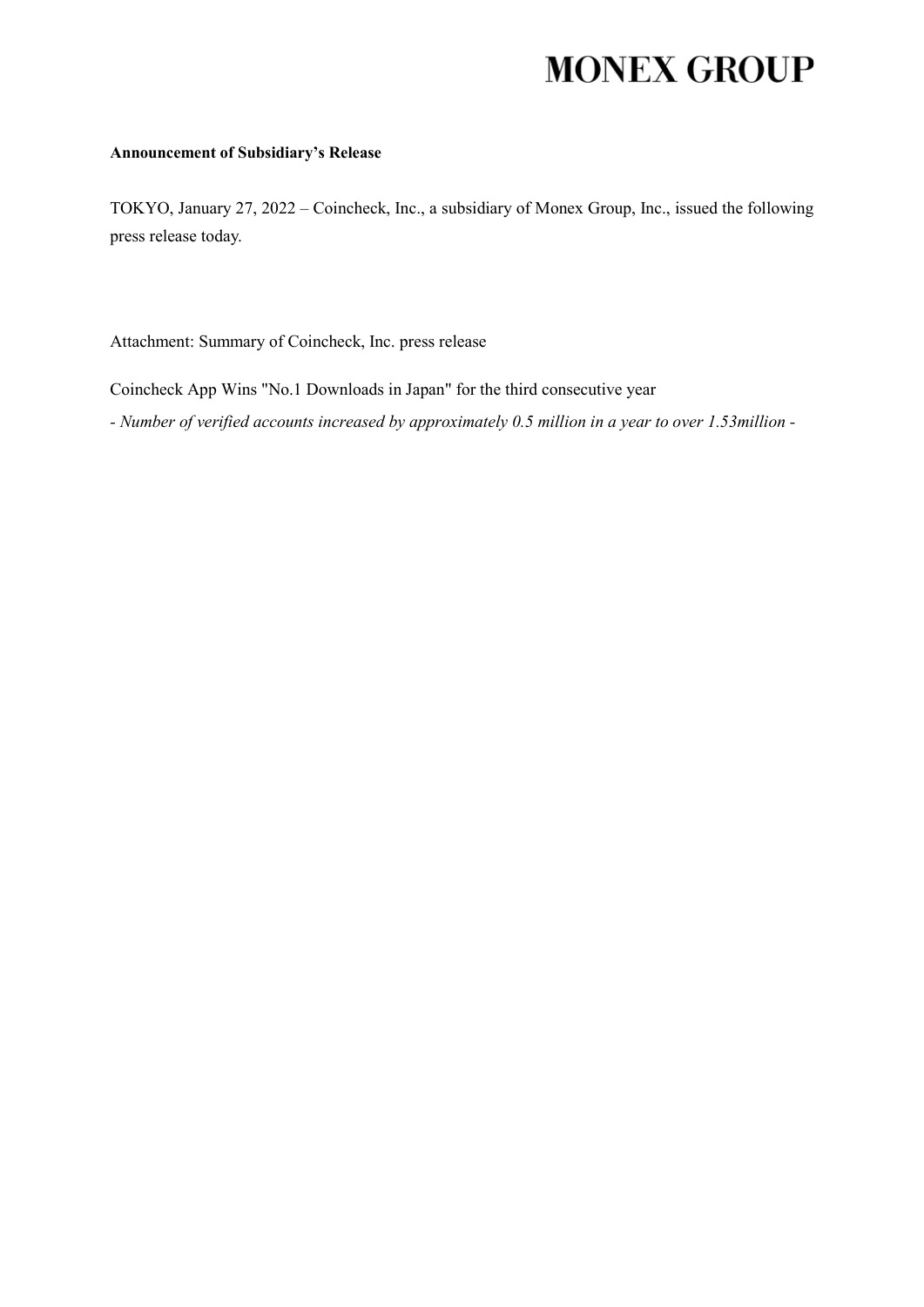# MONEX GROUP

**Announcement of Subsidiary's Release**

TOKYO, January 27, 2022 – Coincheck, Inc., a subsidiary of Monex Group, Inc., issued the following press release today.

Attachment: Summary of Coincheck, Inc. press release

Coincheck App Wins "No.1 Downloads in Japan" for the third consecutive year

- *Number of verified accounts increased by approximately 0.5 million in a year to over 1.53million -*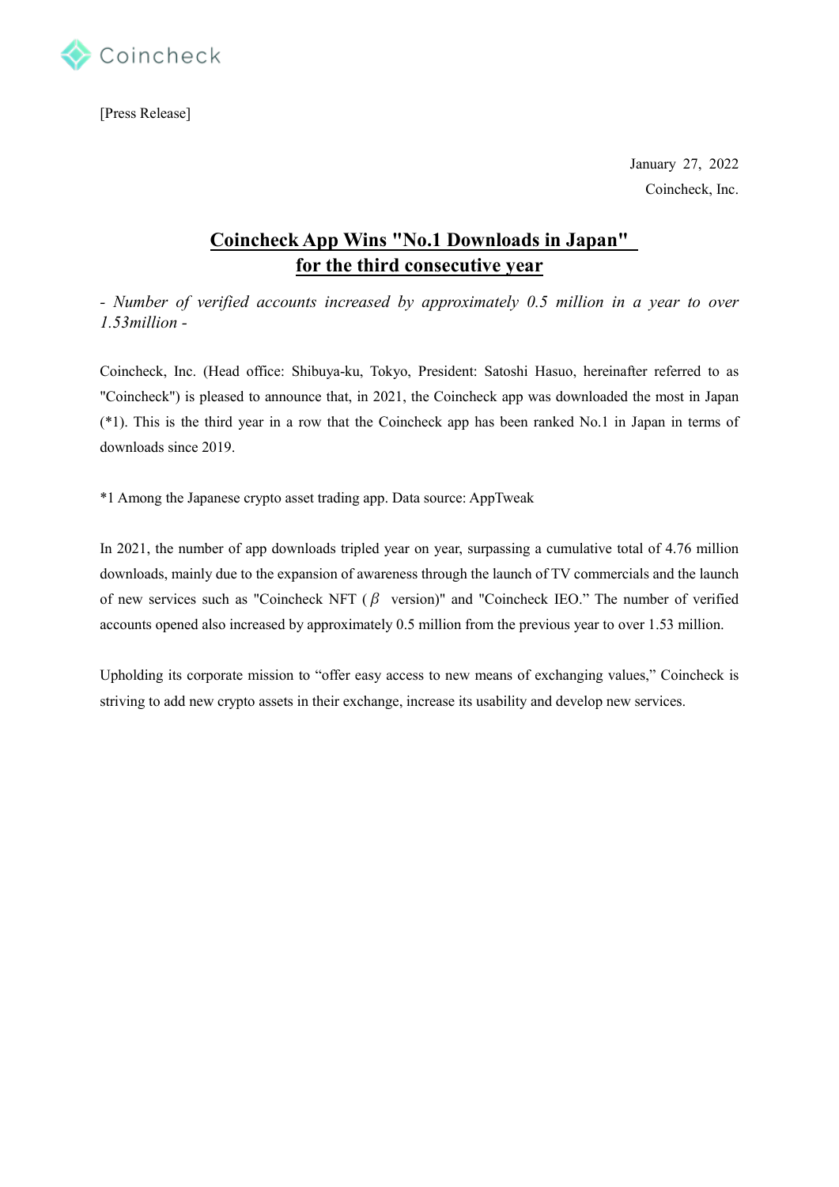[Press Release]

January 27, 2022
Coincheck, Inc.

# Coincheck App Wins "No.1 Downloads in Japan" for the third consecutive year

*- Number of verified accounts increased by approximately 0.5 million in a year to over 1.53million -*

Coincheck, Inc. (Head office: Shibuya-ku, Tokyo, President: Satoshi Hasuo, hereinafter referred to as "Coincheck") is pleased to announce that, in 2021, the Coincheck app was downloaded the most in Japan (*1). This is the third year in a row that the Coincheck app has been ranked No.1 in Japan in terms of downloads since 2019.

*1 Among the Japanese crypto asset trading app. Data source: AppTweak

In 2021, the number of app downloads tripled year on year, surpassing a cumulative total of 4.76 million downloads, mainly due to the expansion of awareness through the launch of TV commercials and the launch of new services such as "Coincheck NFT (β version)" and "Coincheck IEO." The number of verified accounts opened also increased by approximately 0.5 million from the previous year to over 1.53 million.

Upholding its corporate mission to "offer easy access to new means of exchanging values," Coincheck is striving to add new crypto assets in their exchange, increase its usability and develop new services.